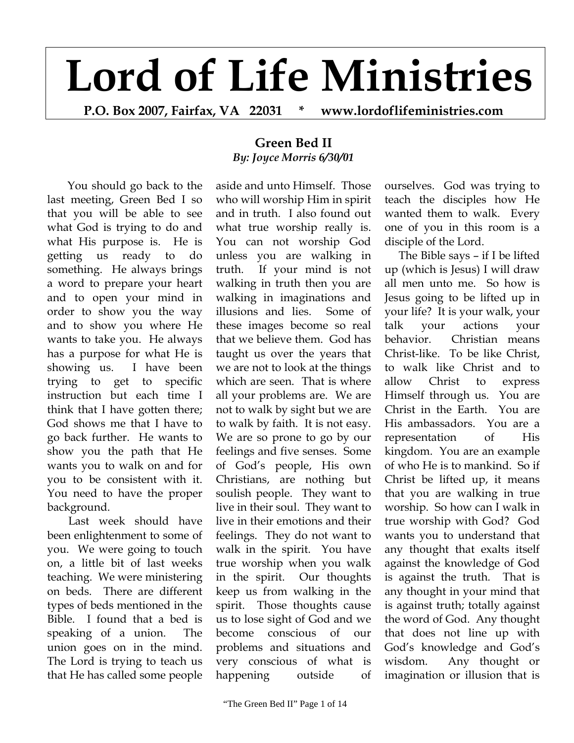# Lord of Life Ministries

**P.O. Box 2007, Fairfax, VA 22031 * www.lordoflifeministries.com**

## Green Bed II

***By: Joyce Morris 6/30/01***

You should go back to the last meeting, Green Bed I so that you will be able to see what God is trying to do and what His purpose is. He is getting us ready to do something. He always brings a word to prepare your heart and to open your mind in order to show you the way and to show you where He wants to take you. He always has a purpose for what He is showing us. I have been trying to get to specific instruction but each time I think that I have gotten there; God shows me that I have to go back further. He wants to show you the path that He wants you to walk on and for you to be consistent with it. You need to have the proper background.

Last week should have been enlightenment to some of you. We were going to touch on, a little bit of last weeks teaching. We were ministering on beds. There are different types of beds mentioned in the Bible. I found that a bed is speaking of a union. The union goes on in the mind. The Lord is trying to teach us that He has called some people aside and unto Himself. Those who will worship Him in spirit and in truth. I also found out what true worship really is. You can not worship God unless you are walking in truth. If your mind is not walking in truth then you are walking in imaginations and illusions and lies. Some of these images become so real that we believe them. God has taught us over the years that we are not to look at the things which are seen. That is where all your problems are. We are not to walk by sight but we are to walk by faith. It is not easy. We are so prone to go by our feelings and five senses. Some of God's people, His own Christians, are nothing but soulish people. They want to live in their soul. They want to live in their emotions and their feelings. They do not want to walk in the spirit. You have true worship when you walk in the spirit. Our thoughts keep us from walking in the spirit. Those thoughts cause us to lose sight of God and we become conscious of our problems and situations and very conscious of what is happening outside of ourselves. God was trying to teach the disciples how He wanted them to walk. Every one of you in this room is a disciple of the Lord.

The Bible says – if I be lifted up (which is Jesus) I will draw all men unto me. So how is Jesus going to be lifted up in your life? It is your walk, your talk your actions your behavior. Christian means Christ-like. To be like Christ, to walk like Christ and to allow Christ to express Himself through us. You are Christ in the Earth. You are His ambassadors. You are a representation of His kingdom. You are an example of who He is to mankind. So if Christ be lifted up, it means that you are walking in true worship. So how can I walk in true worship with God? God wants you to understand that any thought that exalts itself against the knowledge of God is against the truth. That is any thought in your mind that is against truth; totally against the word of God. Any thought that does not line up with God's knowledge and God's wisdom. Any thought or imagination or illusion that is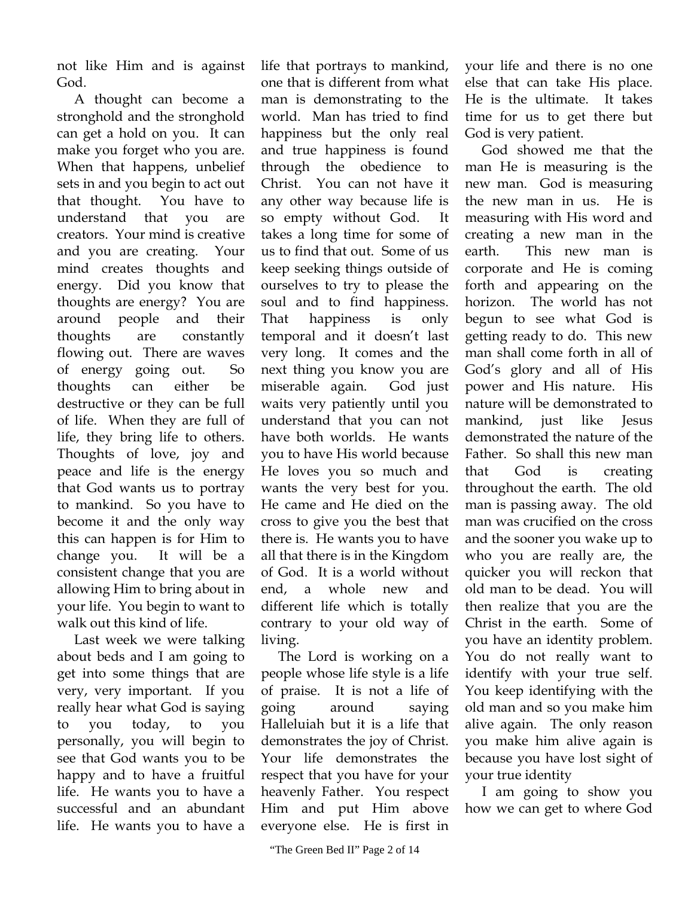not like Him and is against God.

A thought can become a stronghold and the stronghold can get a hold on you. It can make you forget who you are. When that happens, unbelief sets in and you begin to act out that thought. You have to understand that you are creators. Your mind is creative and you are creating. Your mind creates thoughts and energy. Did you know that thoughts are energy? You are around people and their thoughts are constantly flowing out. There are waves of energy going out. So thoughts can either be destructive or they can be full of life. When they are full of life, they bring life to others. Thoughts of love, joy and peace and life is the energy that God wants us to portray to mankind. So you have to become it and the only way this can happen is for Him to change you. It will be a consistent change that you are allowing Him to bring about in your life. You begin to want to walk out this kind of life.

Last week we were talking about beds and I am going to get into some things that are very, very important. If you really hear what God is saying to you today, to you personally, you will begin to see that God wants you to be happy and to have a fruitful life. He wants you to have a successful and an abundant life. He wants you to have a life that portrays to mankind, one that is different from what man is demonstrating to the world. Man has tried to find happiness but the only real and true happiness is found through the obedience to Christ. You can not have it any other way because life is so empty without God. It takes a long time for some of us to find that out. Some of us keep seeking things outside of ourselves to try to please the soul and to find happiness. That happiness is only temporal and it doesn't last very long. It comes and the next thing you know you are miserable again. God just waits very patiently until you understand that you can not have both worlds. He wants you to have His world because He loves you so much and wants the very best for you. He came and He died on the cross to give you the best that there is. He wants you to have all that there is in the Kingdom of God. It is a world without end, a whole new and different life which is totally contrary to your old way of living.

The Lord is working on a people whose life style is a life of praise. It is not a life of going around saying Halleluiah but it is a life that demonstrates the joy of Christ. Your life demonstrates the respect that you have for your heavenly Father. You respect Him and put Him above everyone else. He is first in your life and there is no one else that can take His place. He is the ultimate. It takes time for us to get there but God is very patient.

God showed me that the man He is measuring is the new man. God is measuring the new man in us. He is measuring with His word and creating a new man in the earth. This new man is corporate and He is coming forth and appearing on the horizon. The world has not begun to see what God is getting ready to do. This new man shall come forth in all of God's glory and all of His power and His nature. His nature will be demonstrated to mankind, just like Jesus demonstrated the nature of the Father. So shall this new man that God is creating throughout the earth. The old man is passing away. The old man was crucified on the cross and the sooner you wake up to who you are really are, the quicker you will reckon that old man to be dead. You will then realize that you are the Christ in the earth. Some of you have an identity problem. You do not really want to identify with your true self. You keep identifying with the old man and so you make him alive again. The only reason you make him alive again is because you have lost sight of your true identity

I am going to show you how we can get to where God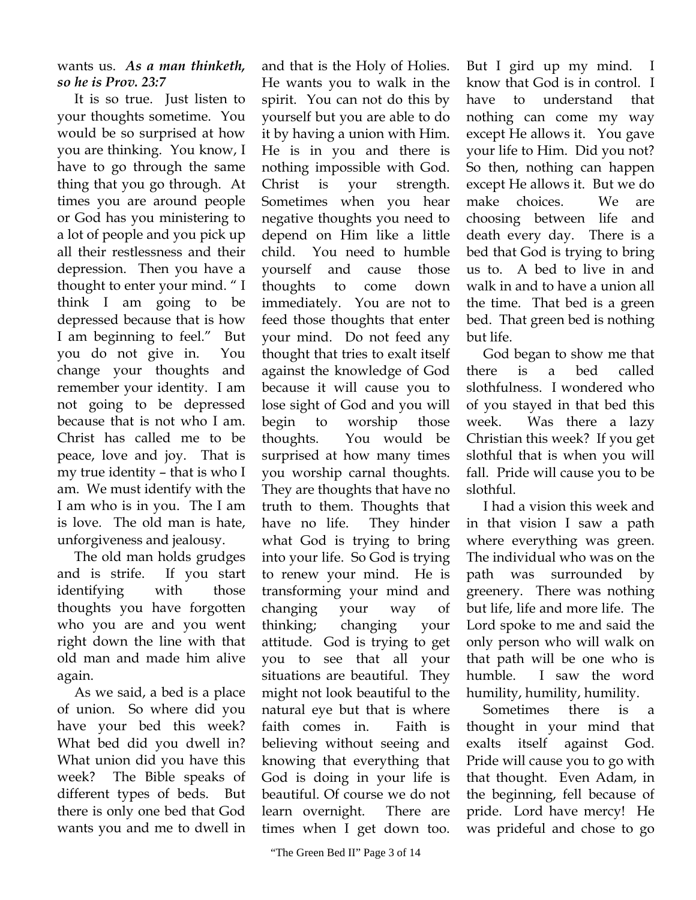wants us. ***As a man thinketh, so he is Prov. 23:7***

It is so true. Just listen to your thoughts sometime. You would be so surprised at how you are thinking. You know, I have to go through the same thing that you go through. At times you are around people or God has you ministering to a lot of people and you pick up all their restlessness and their depression. Then you have a thought to enter your mind. " I think I am going to be depressed because that is how I am beginning to feel." But you do not give in. You change your thoughts and remember your identity. I am not going to be depressed because that is not who I am. Christ has called me to be peace, love and joy. That is my true identity – that is who I am. We must identify with the I am who is in you. The I am is love. The old man is hate, unforgiveness and jealousy.

The old man holds grudges and is strife. If you start identifying with those thoughts you have forgotten who you are and you went right down the line with that old man and made him alive again.

As we said, a bed is a place of union. So where did you have your bed this week? What bed did you dwell in? What union did you have this week? The Bible speaks of different types of beds. But there is only one bed that God wants you and me to dwell in and that is the Holy of Holies. He wants you to walk in the spirit. You can not do this by yourself but you are able to do it by having a union with Him. He is in you and there is nothing impossible with God. Christ is your strength. Sometimes when you hear negative thoughts you need to depend on Him like a little child. You need to humble yourself and cause those thoughts to come down immediately. You are not to feed those thoughts that enter your mind. Do not feed any thought that tries to exalt itself against the knowledge of God because it will cause you to lose sight of God and you will begin to worship those thoughts. You would be surprised at how many times you worship carnal thoughts. They are thoughts that have no truth to them. Thoughts that have no life. They hinder what God is trying to bring into your life. So God is trying to renew your mind. He is transforming your mind and changing your way of thinking; changing your attitude. God is trying to get you to see that all your situations are beautiful. They might not look beautiful to the natural eye but that is where faith comes in. Faith is believing without seeing and knowing that everything that God is doing in your life is beautiful. Of course we do not learn overnight. There are times when I get down too. But I gird up my mind. I know that God is in control. I have to understand that nothing can come my way except He allows it. You gave your life to Him. Did you not? So then, nothing can happen except He allows it. But we do make choices. We are choosing between life and death every day. There is a bed that God is trying to bring us to. A bed to live in and walk in and to have a union all the time. That bed is a green bed. That green bed is nothing but life.

God began to show me that there is a bed called slothfulness. I wondered who of you stayed in that bed this week. Was there a lazy Christian this week? If you get slothful that is when you will fall. Pride will cause you to be slothful.

I had a vision this week and in that vision I saw a path where everything was green. The individual who was on the path was surrounded by greenery. There was nothing but life, life and more life. The Lord spoke to me and said the only person who will walk on that path will be one who is humble. I saw the word humility, humility, humility.

Sometimes there is a thought in your mind that exalts itself against God. Pride will cause you to go with that thought. Even Adam, in the beginning, fell because of pride. Lord have mercy! He was prideful and chose to go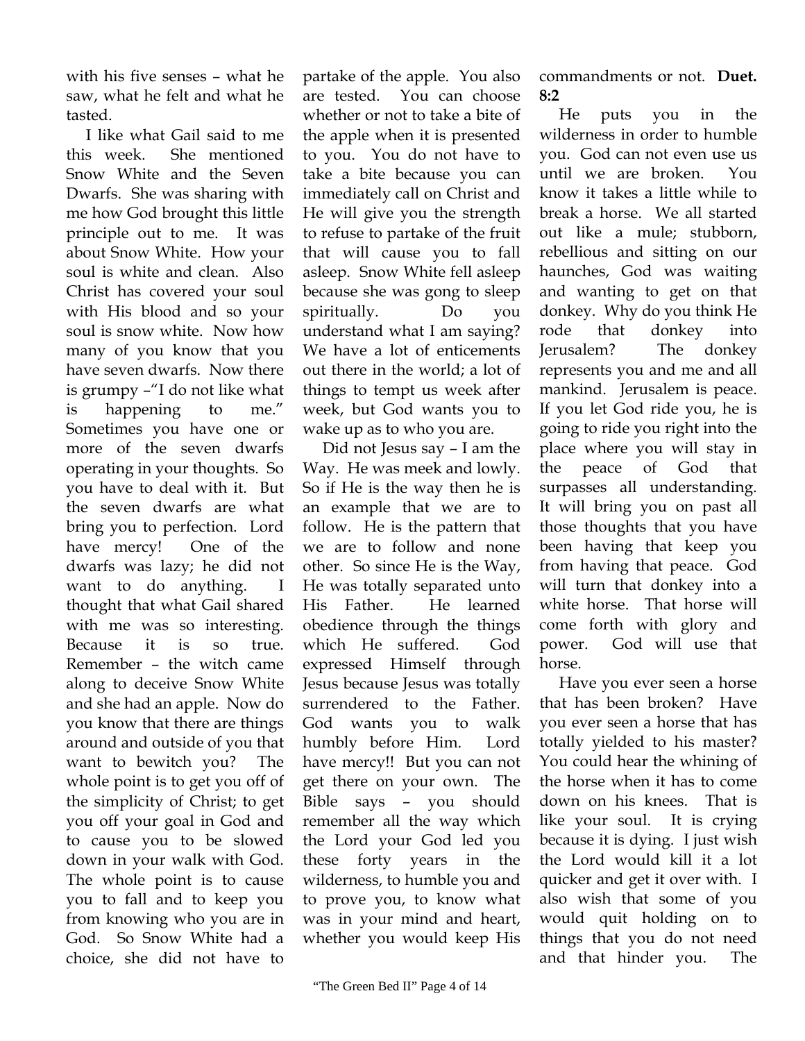with his five senses – what he saw, what he felt and what he tasted.

I like what Gail said to me this week. She mentioned Snow White and the Seven Dwarfs. She was sharing with me how God brought this little principle out to me. It was about Snow White. How your soul is white and clean. Also Christ has covered your soul with His blood and so your soul is snow white. Now how many of you know that you have seven dwarfs. Now there is grumpy –"I do not like what is happening to me." Sometimes you have one or more of the seven dwarfs operating in your thoughts. So you have to deal with it. But the seven dwarfs are what bring you to perfection. Lord have mercy! One of the dwarfs was lazy; he did not want to do anything. I thought that what Gail shared with me was so interesting. Because it is so true. Remember – the witch came along to deceive Snow White and she had an apple. Now do you know that there are things around and outside of you that want to bewitch you? The whole point is to get you off of the simplicity of Christ; to get you off your goal in God and to cause you to be slowed down in your walk with God. The whole point is to cause you to fall and to keep you from knowing who you are in God. So Snow White had a choice, she did not have to partake of the apple. You also are tested. You can choose whether or not to take a bite of the apple when it is presented to you. You do not have to take a bite because you can immediately call on Christ and He will give you the strength to refuse to partake of the fruit that will cause you to fall asleep. Snow White fell asleep because she was gong to sleep spiritually. Do you understand what I am saying? We have a lot of enticements out there in the world; a lot of things to tempt us week after week, but God wants you to wake up as to who you are.

Did not Jesus say – I am the Way. He was meek and lowly. So if He is the way then he is an example that we are to follow. He is the pattern that we are to follow and none other. So since He is the Way, He was totally separated unto His Father. He learned obedience through the things which He suffered. God expressed Himself through Jesus because Jesus was totally surrendered to the Father. God wants you to walk humbly before Him. Lord have mercy!! But you can not get there on your own. The Bible says – you should remember all the way which the Lord your God led you these forty years in the wilderness, to humble you and to prove you, to know what was in your mind and heart, whether you would keep His commandments or not. **Duet. 8:2**

He puts you in the wilderness in order to humble you. God can not even use us until we are broken. You know it takes a little while to break a horse. We all started out like a mule; stubborn, rebellious and sitting on our haunches, God was waiting and wanting to get on that donkey. Why do you think He rode that donkey into Jerusalem? The donkey represents you and me and all mankind. Jerusalem is peace. If you let God ride you, he is going to ride you right into the place where you will stay in the peace of God that surpasses all understanding. It will bring you on past all those thoughts that you have been having that keep you from having that peace. God will turn that donkey into a white horse. That horse will come forth with glory and power. God will use that horse.

Have you ever seen a horse that has been broken? Have you ever seen a horse that has totally yielded to his master? You could hear the whining of the horse when it has to come down on his knees. That is like your soul. It is crying because it is dying. I just wish the Lord would kill it a lot quicker and get it over with. I also wish that some of you would quit holding on to things that you do not need and that hinder you. The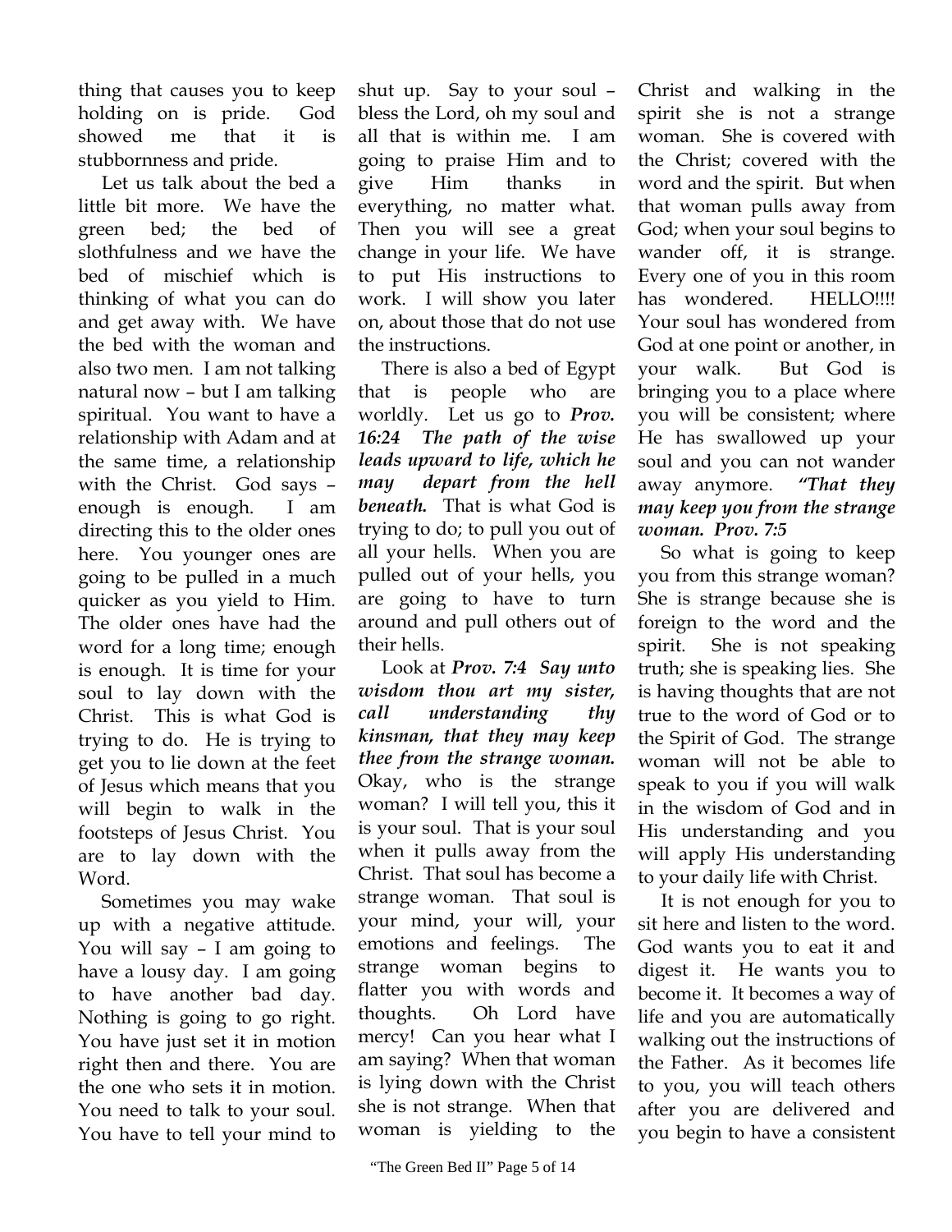thing that causes you to keep holding on is pride. God showed me that it is stubbornness and pride.

Let us talk about the bed a little bit more. We have the green bed; the bed of slothfulness and we have the bed of mischief which is thinking of what you can do and get away with. We have the bed with the woman and also two men. I am not talking natural now – but I am talking spiritual. You want to have a relationship with Adam and at the same time, a relationship with the Christ. God says – enough is enough. I am directing this to the older ones here. You younger ones are going to be pulled in a much quicker as you yield to Him. The older ones have had the word for a long time; enough is enough. It is time for your soul to lay down with the Christ. This is what God is trying to do. He is trying to get you to lie down at the feet of Jesus which means that you will begin to walk in the footsteps of Jesus Christ. You are to lay down with the Word.

Sometimes you may wake up with a negative attitude. You will say – I am going to have a lousy day. I am going to have another bad day. Nothing is going to go right. You have just set it in motion right then and there. You are the one who sets it in motion. You need to talk to your soul. You have to tell your mind to shut up. Say to your soul – bless the Lord, oh my soul and all that is within me. I am going to praise Him and to give Him thanks in everything, no matter what. Then you will see a great change in your life. We have to put His instructions to work. I will show you later on, about those that do not use the instructions.

There is also a bed of Egypt that is people who are worldly. Let us go to ***Prov. 16:24 The path of the wise leads upward to life, which he may depart from the hell beneath.*** That is what God is trying to do; to pull you out of all your hells. When you are pulled out of your hells, you are going to have to turn around and pull others out of their hells.

Look at ***Prov. 7:4 Say unto wisdom thou art my sister, call understanding thy kinsman, that they may keep thee from the strange woman.*** Okay, who is the strange woman? I will tell you, this it is your soul. That is your soul when it pulls away from the Christ. That soul has become a strange woman. That soul is your mind, your will, your emotions and feelings. The strange woman begins to flatter you with words and thoughts. Oh Lord have mercy! Can you hear what I am saying? When that woman is lying down with the Christ she is not strange. When that woman is yielding to the Christ and walking in the spirit she is not a strange woman. She is covered with the Christ; covered with the word and the spirit. But when that woman pulls away from God; when your soul begins to wander off, it is strange. Every one of you in this room has wondered. HELLO!!!! Your soul has wondered from God at one point or another, in your walk. But God is bringing you to a place where you will be consistent; where He has swallowed up your soul and you can not wander away anymore. ***"That they may keep you from the strange woman. Prov. 7:5***

So what is going to keep you from this strange woman? She is strange because she is foreign to the word and the spirit. She is not speaking truth; she is speaking lies. She is having thoughts that are not true to the word of God or to the Spirit of God. The strange woman will not be able to speak to you if you will walk in the wisdom of God and in His understanding and you will apply His understanding to your daily life with Christ.

It is not enough for you to sit here and listen to the word. God wants you to eat it and digest it. He wants you to become it. It becomes a way of life and you are automatically walking out the instructions of the Father. As it becomes life to you, you will teach others after you are delivered and you begin to have a consistent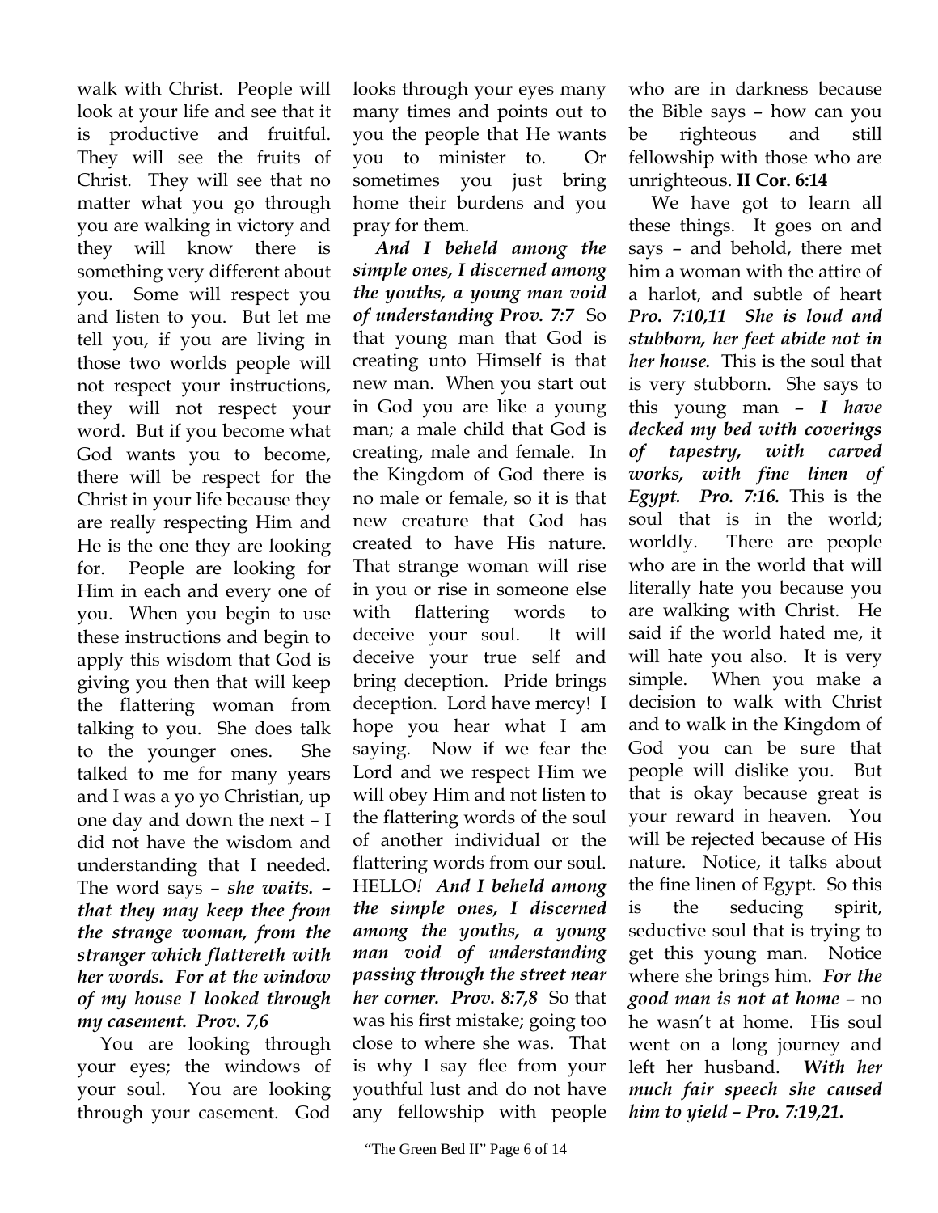walk with Christ. People will look at your life and see that it is productive and fruitful. They will see the fruits of Christ. They will see that no matter what you go through you are walking in victory and they will know there is something very different about you. Some will respect you and listen to you. But let me tell you, if you are living in those two worlds people will not respect your instructions, they will not respect your word. But if you become what God wants you to become, there will be respect for the Christ in your life because they are really respecting Him and He is the one they are looking for. People are looking for Him in each and every one of you. When you begin to use these instructions and begin to apply this wisdom that God is giving you then that will keep the flattering woman from talking to you. She does talk to the younger ones. She talked to me for many years and I was a yo yo Christian, up one day and down the next – I did not have the wisdom and understanding that I needed. The word says – ***she waits. – that they may keep thee from the strange woman, from the stranger which flattereth with her words. For at the window of my house I looked through my casement. Prov. 7,6***

You are looking through your eyes; the windows of your soul. You are looking through your casement. God looks through your eyes many many times and points out to you the people that He wants you to minister to. Or sometimes you just bring home their burdens and you pray for them.

***And I beheld among the simple ones, I discerned among the youths, a young man void of understanding Prov. 7:7*** So that young man that God is creating unto Himself is that new man. When you start out in God you are like a young man; a male child that God is creating, male and female. In the Kingdom of God there is no male or female, so it is that new creature that God has created to have His nature. That strange woman will rise in you or rise in someone else with flattering words to deceive your soul. It will deceive your true self and bring deception. Pride brings deception. Lord have mercy! I hope you hear what I am saying. Now if we fear the Lord and we respect Him we will obey Him and not listen to the flattering words of the soul of another individual or the flattering words from our soul. HELLO*!* ***And I beheld among the simple ones, I discerned among the youths, a young man void of understanding passing through the street near her corner. Prov. 8:7,8*** So that was his first mistake; going too close to where she was. That is why I say flee from your youthful lust and do not have any fellowship with people who are in darkness because the Bible says – how can you be righteous and still fellowship with those who are unrighteous. **II Cor. 6:14**

We have got to learn all these things. It goes on and says – and behold, there met him a woman with the attire of a harlot, and subtle of heart ***Pro. 7:10,11 She is loud and stubborn, her feet abide not in her house.*** This is the soul that is very stubborn. She says to this young man – ***I have decked my bed with coverings of tapestry, with carved works, with fine linen of Egypt. Pro. 7:16.*** This is the soul that is in the world; worldly. There are people who are in the world that will literally hate you because you are walking with Christ. He said if the world hated me, it will hate you also. It is very simple. When you make a decision to walk with Christ and to walk in the Kingdom of God you can be sure that people will dislike you. But that is okay because great is your reward in heaven. You will be rejected because of His nature. Notice, it talks about the fine linen of Egypt. So this is the seducing spirit, seductive soul that is trying to get this young man. Notice where she brings him. ***For the good man is not at home*** – no he wasn't at home. His soul went on a long journey and left her husband. ***With her much fair speech she caused him to yield – Pro. 7:19,21.***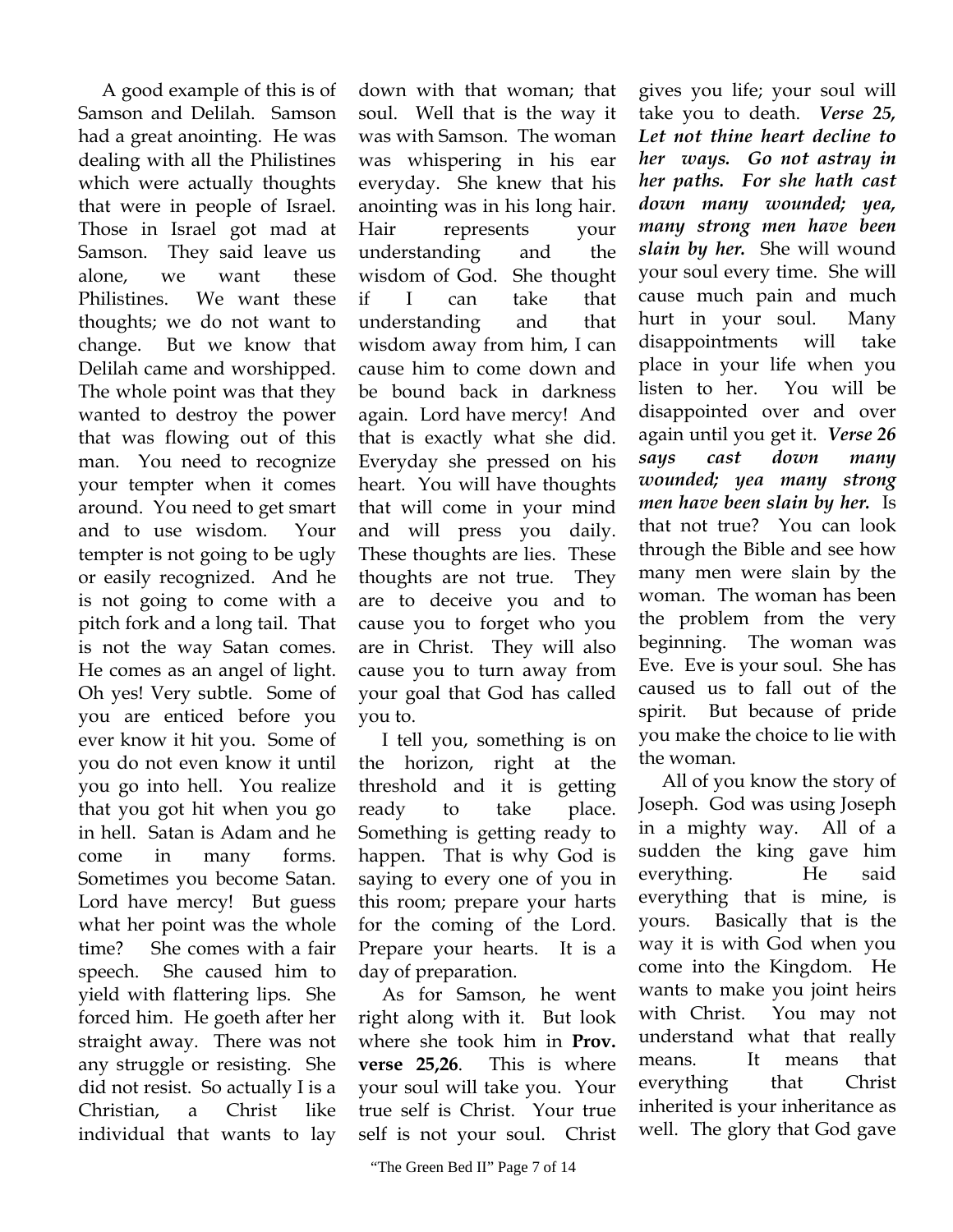A good example of this is of Samson and Delilah. Samson had a great anointing. He was dealing with all the Philistines which were actually thoughts that were in people of Israel. Those in Israel got mad at Samson. They said leave us alone, we want these Philistines. We want these thoughts; we do not want to change. But we know that Delilah came and worshipped. The whole point was that they wanted to destroy the power that was flowing out of this man. You need to recognize your tempter when it comes around. You need to get smart and to use wisdom. Your tempter is not going to be ugly or easily recognized. And he is not going to come with a pitch fork and a long tail. That is not the way Satan comes. He comes as an angel of light. Oh yes! Very subtle. Some of you are enticed before you ever know it hit you. Some of you do not even know it until you go into hell. You realize that you got hit when you go in hell. Satan is Adam and he come in many forms. Sometimes you become Satan. Lord have mercy! But guess what her point was the whole time? She comes with a fair speech. She caused him to yield with flattering lips. She forced him. He goeth after her straight away. There was not any struggle or resisting. She did not resist. So actually I is a Christian, a Christ like individual that wants to lay down with that woman; that soul. Well that is the way it was with Samson. The woman was whispering in his ear everyday. She knew that his anointing was in his long hair. Hair represents your understanding and the wisdom of God. She thought if I can take that understanding and that wisdom away from him, I can cause him to come down and be bound back in darkness again. Lord have mercy! And that is exactly what she did. Everyday she pressed on his heart. You will have thoughts that will come in your mind and will press you daily. These thoughts are lies. These thoughts are not true. They are to deceive you and to cause you to forget who you are in Christ. They will also cause you to turn away from your goal that God has called you to.

I tell you, something is on the horizon, right at the threshold and it is getting ready to take place. Something is getting ready to happen. That is why God is saying to every one of you in this room; prepare your harts for the coming of the Lord. Prepare your hearts. It is a day of preparation.

As for Samson, he went right along with it. But look where she took him in **Prov. verse 25,26**. This is where your soul will take you. Your true self is Christ. Your true self is not your soul. Christ gives you life; your soul will take you to death. ***Verse 25, Let not thine heart decline to her ways. Go not astray in her paths. For she hath cast down many wounded; yea, many strong men have been slain by her.*** She will wound your soul every time. She will cause much pain and much hurt in your soul. Many disappointments will take place in your life when you listen to her. You will be disappointed over and over again until you get it. ***Verse 26 says cast down many wounded; yea many strong men have been slain by her.*** Is that not true? You can look through the Bible and see how many men were slain by the woman. The woman has been the problem from the very beginning. The woman was Eve. Eve is your soul. She has caused us to fall out of the spirit. But because of pride you make the choice to lie with the woman.

All of you know the story of Joseph. God was using Joseph in a mighty way. All of a sudden the king gave him everything. He said everything that is mine, is yours. Basically that is the way it is with God when you come into the Kingdom. He wants to make you joint heirs with Christ. You may not understand what that really means. It means that everything that Christ inherited is your inheritance as well. The glory that God gave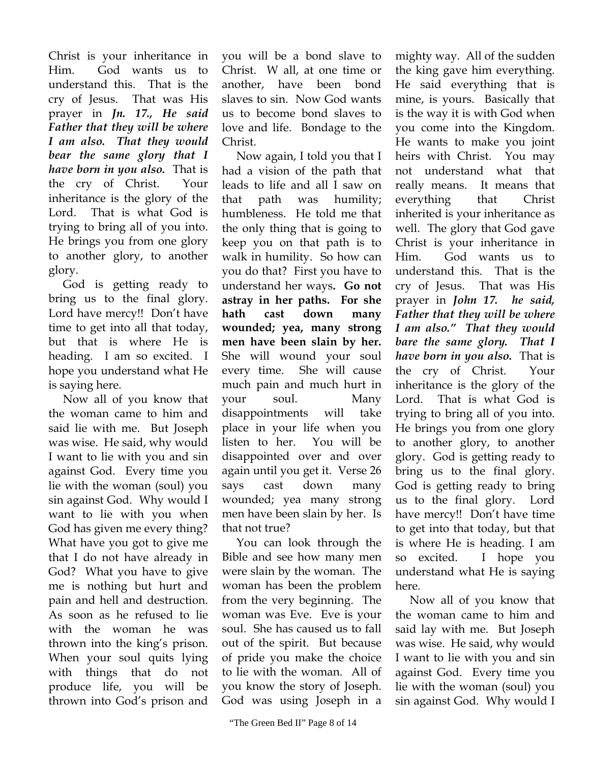Christ is your inheritance in Him. God wants us to understand this. That is the cry of Jesus. That was His prayer in ***Jn. 17., He said Father that they will be where I am also. That they would bear the same glory that I have born in you also.*** That is the cry of Christ. Your inheritance is the glory of the Lord. That is what God is trying to bring all of you into. He brings you from one glory to another glory, to another glory.

God is getting ready to bring us to the final glory. Lord have mercy!! Don't have time to get into all that today, but that is where He is heading. I am so excited. I hope you understand what He is saying here.

Now all of you know that the woman came to him and said lie with me. But Joseph was wise. He said, why would I want to lie with you and sin against God. Every time you lie with the woman (soul) you sin against God. Why would I want to lie with you when God has given me every thing? What have you got to give me that I do not have already in God? What you have to give me is nothing but hurt and pain and hell and destruction. As soon as he refused to lie with the woman he was thrown into the king's prison. When your soul quits lying with things that do not produce life, you will be thrown into God's prison and you will be a bond slave to Christ. W all, at one time or another, have been bond slaves to sin. Now God wants us to become bond slaves to love and life. Bondage to the Christ.

Now again, I told you that I had a vision of the path that leads to life and all I saw on that path was humility; humbleness. He told me that the only thing that is going to keep you on that path is to walk in humility. So how can you do that? First you have to understand her ways**. Go not astray in her paths. For she hath cast down many wounded; yea, many strong men have been slain by her.** She will wound your soul every time. She will cause much pain and much hurt in your soul. Many disappointments will take place in your life when you listen to her. You will be disappointed over and over again until you get it. Verse 26 says cast down many wounded; yea many strong men have been slain by her. Is that not true?

You can look through the Bible and see how many men were slain by the woman. The woman has been the problem from the very beginning. The woman was Eve. Eve is your soul. She has caused us to fall out of the spirit. But because of pride you make the choice to lie with the woman. All of you know the story of Joseph. God was using Joseph in a mighty way. All of the sudden the king gave him everything. He said everything that is mine, is yours. Basically that is the way it is with God when you come into the Kingdom. He wants to make you joint heirs with Christ. You may not understand what that really means. It means that everything that Christ inherited is your inheritance as well. The glory that God gave Christ is your inheritance in Him. God wants us to understand this. That is the cry of Jesus. That was His prayer in ***John 17. he said, Father that they will be where I am also." That they would bare the same glory. That I have born in you also.*** That is the cry of Christ. Your inheritance is the glory of the Lord. That is what God is trying to bring all of you into. He brings you from one glory to another glory, to another glory. God is getting ready to bring us to the final glory. God is getting ready to bring us to the final glory. Lord have mercy!! Don't have time to get into that today, but that is where He is heading. I am so excited. I hope you understand what He is saying here.

Now all of you know that the woman came to him and said lay with me. But Joseph was wise. He said, why would I want to lie with you and sin against God. Every time you lie with the woman (soul) you sin against God. Why would I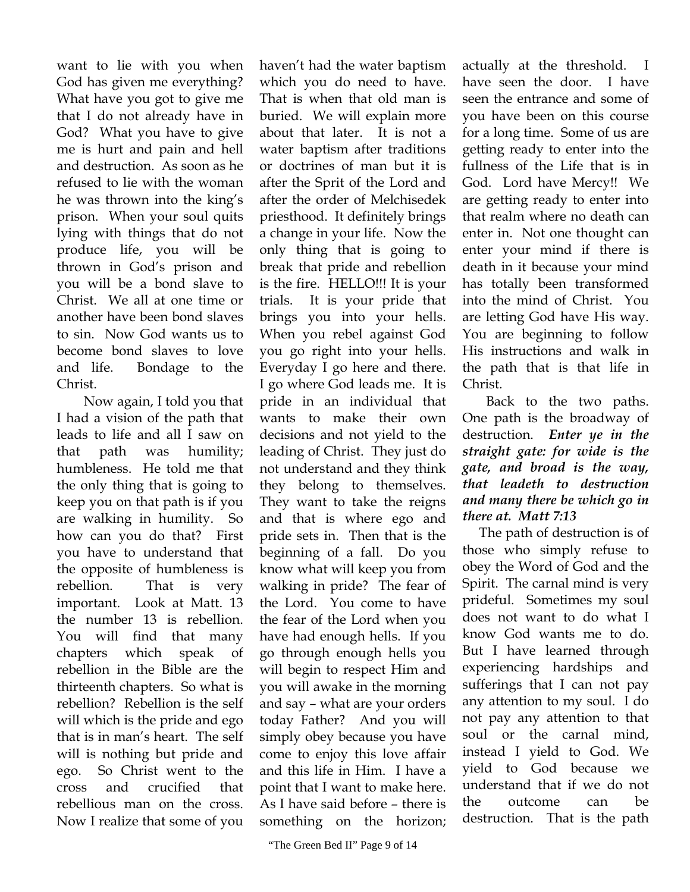want to lie with you when God has given me everything? What have you got to give me that I do not already have in God? What you have to give me is hurt and pain and hell and destruction. As soon as he refused to lie with the woman he was thrown into the king's prison. When your soul quits lying with things that do not produce life, you will be thrown in God's prison and you will be a bond slave to Christ. We all at one time or another have been bond slaves to sin. Now God wants us to become bond slaves to love and life. Bondage to the Christ.

Now again, I told you that I had a vision of the path that leads to life and all I saw on that path was humility; humbleness. He told me that the only thing that is going to keep you on that path is if you are walking in humility. So how can you do that? First you have to understand that the opposite of humbleness is rebellion. That is very important. Look at Matt. 13 the number 13 is rebellion. You will find that many chapters which speak of rebellion in the Bible are the thirteenth chapters. So what is rebellion? Rebellion is the self will which is the pride and ego that is in man's heart. The self will is nothing but pride and ego. So Christ went to the cross and crucified that rebellious man on the cross. Now I realize that some of you haven't had the water baptism which you do need to have. That is when that old man is buried. We will explain more about that later. It is not a water baptism after traditions or doctrines of man but it is after the Sprit of the Lord and after the order of Melchisedek priesthood. It definitely brings a change in your life. Now the only thing that is going to break that pride and rebellion is the fire. HELLO!!! It is your trials. It is your pride that brings you into your hells. When you rebel against God you go right into your hells. Everyday I go here and there. I go where God leads me. It is pride in an individual that wants to make their own decisions and not yield to the leading of Christ. They just do not understand and they think they belong to themselves. They want to take the reigns and that is where ego and pride sets in. Then that is the beginning of a fall. Do you know what will keep you from walking in pride? The fear of the Lord. You come to have the fear of the Lord when you have had enough hells. If you go through enough hells you will begin to respect Him and you will awake in the morning and say – what are your orders today Father? And you will simply obey because you have come to enjoy this love affair and this life in Him. I have a point that I want to make here. As I have said before – there is something on the horizon; actually at the threshold. I have seen the door. I have seen the entrance and some of you have been on this course for a long time. Some of us are getting ready to enter into the fullness of the Life that is in God. Lord have Mercy!! We are getting ready to enter into that realm where no death can enter in. Not one thought can enter your mind if there is death in it because your mind has totally been transformed into the mind of Christ. You are letting God have His way. You are beginning to follow His instructions and walk in the path that is that life in Christ.

Back to the two paths. One path is the broadway of destruction. ***Enter ye in the straight gate: for wide is the gate, and broad is the way, that leadeth to destruction and many there be which go in there at. Matt 7:13***

The path of destruction is of those who simply refuse to obey the Word of God and the Spirit. The carnal mind is very prideful. Sometimes my soul does not want to do what I know God wants me to do. But I have learned through experiencing hardships and sufferings that I can not pay any attention to my soul. I do not pay any attention to that soul or the carnal mind, instead I yield to God. We yield to God because we understand that if we do not the outcome can be destruction. That is the path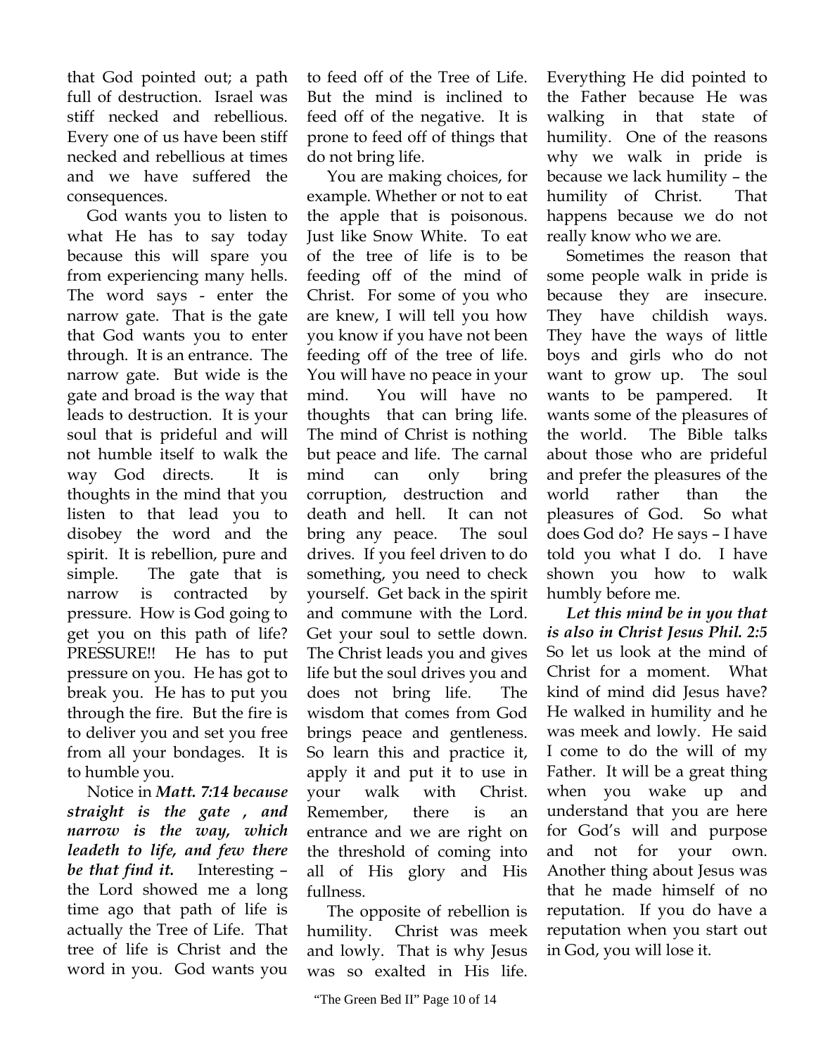that God pointed out; a path full of destruction. Israel was stiff necked and rebellious. Every one of us have been stiff necked and rebellious at times and we have suffered the consequences.

God wants you to listen to what He has to say today because this will spare you from experiencing many hells. The word says - enter the narrow gate. That is the gate that God wants you to enter through. It is an entrance. The narrow gate. But wide is the gate and broad is the way that leads to destruction. It is your soul that is prideful and will not humble itself to walk the way God directs. It is thoughts in the mind that you listen to that lead you to disobey the word and the spirit. It is rebellion, pure and simple. The gate that is narrow is contracted by pressure. How is God going to get you on this path of life? PRESSURE!! He has to put pressure on you. He has got to break you. He has to put you through the fire. But the fire is to deliver you and set you free from all your bondages. It is to humble you.

Notice in ***Matt. 7:14 because straight is the gate , and narrow is the way, which leadeth to life, and few there be that find it.*** Interesting – the Lord showed me a long time ago that path of life is actually the Tree of Life. That tree of life is Christ and the word in you. God wants you to feed off of the Tree of Life. But the mind is inclined to feed off of the negative. It is prone to feed off of things that do not bring life.

You are making choices, for example. Whether or not to eat the apple that is poisonous. Just like Snow White. To eat of the tree of life is to be feeding off of the mind of Christ. For some of you who are knew, I will tell you how you know if you have not been feeding off of the tree of life. You will have no peace in your mind. You will have no thoughts that can bring life. The mind of Christ is nothing but peace and life. The carnal mind can only bring corruption, destruction and death and hell. It can not bring any peace. The soul drives. If you feel driven to do something, you need to check yourself. Get back in the spirit and commune with the Lord. Get your soul to settle down. The Christ leads you and gives life but the soul drives you and does not bring life. The wisdom that comes from God brings peace and gentleness. So learn this and practice it, apply it and put it to use in your walk with Christ. Remember, there is an entrance and we are right on the threshold of coming into all of His glory and His fullness.

The opposite of rebellion is humility. Christ was meek and lowly. That is why Jesus was so exalted in His life. Everything He did pointed to the Father because He was walking in that state of humility. One of the reasons why we walk in pride is because we lack humility – the humility of Christ. That happens because we do not really know who we are.

Sometimes the reason that some people walk in pride is because they are insecure. They have childish ways. They have the ways of little boys and girls who do not want to grow up. The soul wants to be pampered. It wants some of the pleasures of the world. The Bible talks about those who are prideful and prefer the pleasures of the world rather than the pleasures of God. So what does God do? He says – I have told you what I do. I have shown you how to walk humbly before me.

***Let this mind be in you that is also in Christ Jesus Phil. 2:5*** So let us look at the mind of Christ for a moment. What kind of mind did Jesus have? He walked in humility and he was meek and lowly. He said I come to do the will of my Father. It will be a great thing when you wake up and understand that you are here for God's will and purpose and not for your own. Another thing about Jesus was that he made himself of no reputation. If you do have a reputation when you start out in God, you will lose it.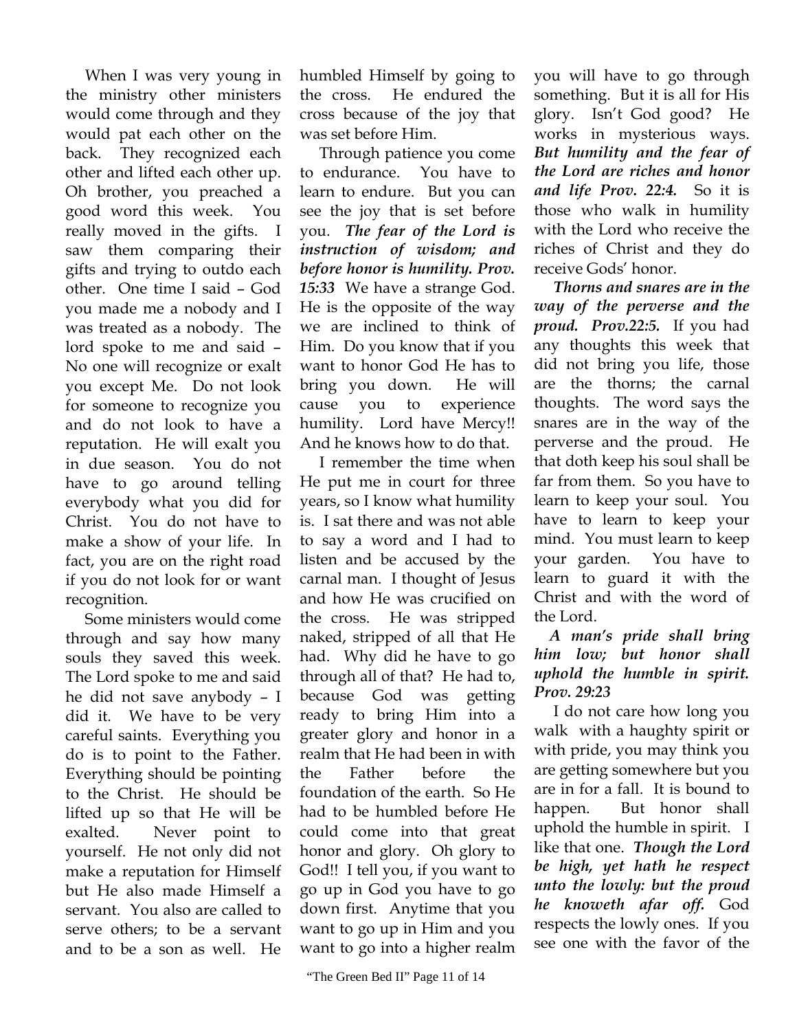When I was very young in the ministry other ministers would come through and they would pat each other on the back. They recognized each other and lifted each other up. Oh brother, you preached a good word this week. You really moved in the gifts. I saw them comparing their gifts and trying to outdo each other. One time I said – God you made me a nobody and I was treated as a nobody. The lord spoke to me and said – No one will recognize or exalt you except Me. Do not look for someone to recognize you and do not look to have a reputation. He will exalt you in due season. You do not have to go around telling everybody what you did for Christ. You do not have to make a show of your life. In fact, you are on the right road if you do not look for or want recognition.

Some ministers would come through and say how many souls they saved this week. The Lord spoke to me and said he did not save anybody – I did it. We have to be very careful saints. Everything you do is to point to the Father. Everything should be pointing to the Christ. He should be lifted up so that He will be exalted. Never point to yourself. He not only did not make a reputation for Himself but He also made Himself a servant. You also are called to serve others; to be a servant and to be a son as well. He humbled Himself by going to the cross. He endured the cross because of the joy that was set before Him.

Through patience you come to endurance. You have to learn to endure. But you can see the joy that is set before you. ***The fear of the Lord is instruction of wisdom; and before honor is humility. Prov. 15:33*** We have a strange God. He is the opposite of the way we are inclined to think of Him. Do you know that if you want to honor God He has to bring you down. He will cause you to experience humility. Lord have Mercy!! And he knows how to do that.

I remember the time when He put me in court for three years, so I know what humility is. I sat there and was not able to say a word and I had to listen and be accused by the carnal man. I thought of Jesus and how He was crucified on the cross. He was stripped naked, stripped of all that He had. Why did he have to go through all of that? He had to, because God was getting ready to bring Him into a greater glory and honor in a realm that He had been in with the Father before the foundation of the earth. So He had to be humbled before He could come into that great honor and glory. Oh glory to God!! I tell you, if you want to go up in God you have to go down first. Anytime that you want to go up in Him and you want to go into a higher realm you will have to go through something. But it is all for His glory. Isn't God good? He works in mysterious ways. ***But humility and the fear of the Lord are riches and honor and life Prov. 22:4.*** So it is those who walk in humility with the Lord who receive the riches of Christ and they do receive Gods' honor.

***Thorns and snares are in the way of the perverse and the proud. Prov.22:5.*** If you had any thoughts this week that did not bring you life, those are the thorns; the carnal thoughts. The word says the snares are in the way of the perverse and the proud. He that doth keep his soul shall be far from them. So you have to learn to keep your soul. You have to learn to keep your mind. You must learn to keep your garden. You have to learn to guard it with the Christ and with the word of the Lord.

***A man's pride shall bring him low; but honor shall uphold the humble in spirit. Prov. 29:23***

I do not care how long you walk with a haughty spirit or with pride, you may think you are getting somewhere but you are in for a fall. It is bound to happen. But honor shall uphold the humble in spirit. I like that one. ***Though the Lord be high, yet hath he respect unto the lowly: but the proud he knoweth afar off.*** God respects the lowly ones. If you see one with the favor of the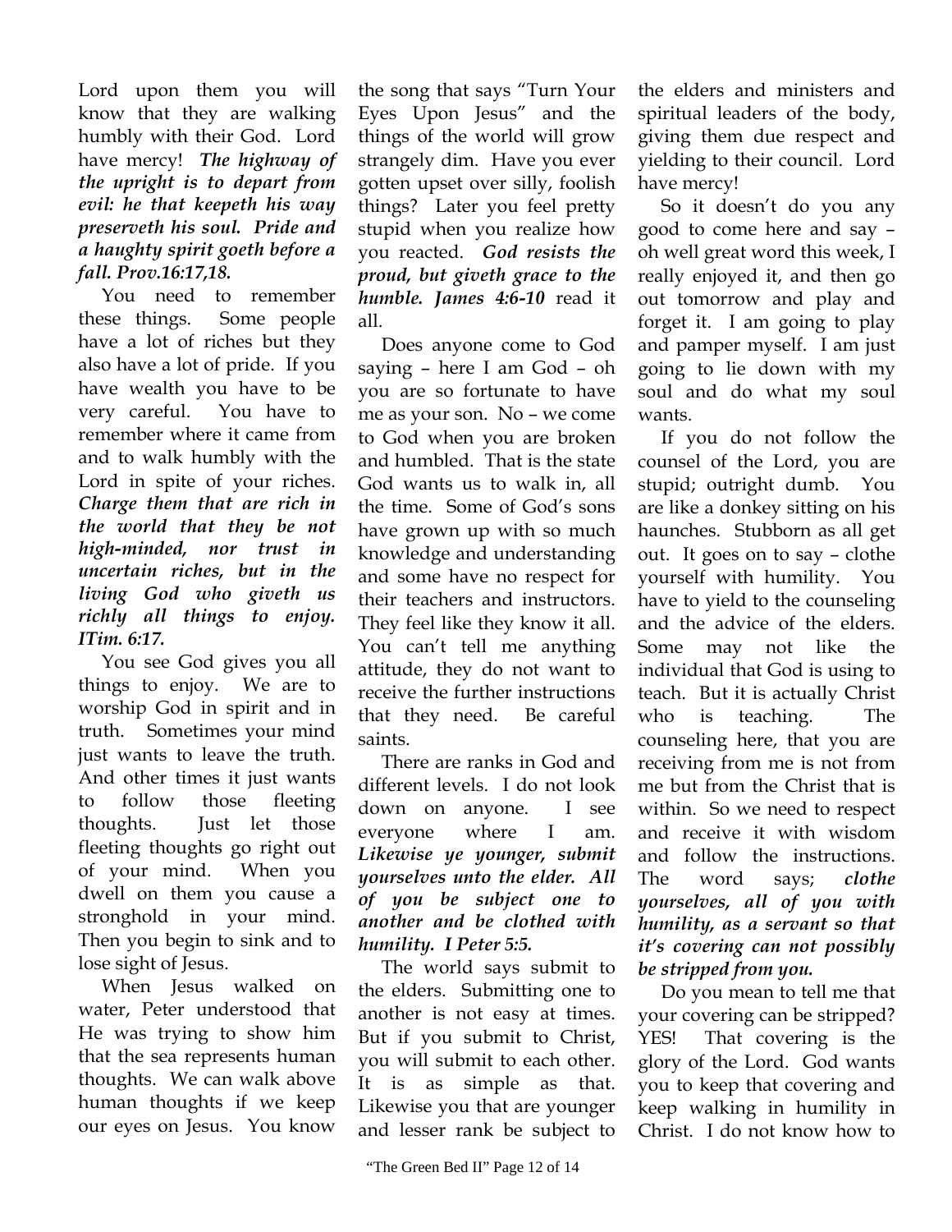Lord upon them you will know that they are walking humbly with their God. Lord have mercy! ***The highway of the upright is to depart from evil: he that keepeth his way preserveth his soul. Pride and a haughty spirit goeth before a fall. Prov.16:17,18.***

You need to remember these things. Some people have a lot of riches but they also have a lot of pride. If you have wealth you have to be very careful. You have to remember where it came from and to walk humbly with the Lord in spite of your riches. ***Charge them that are rich in the world that they be not high-minded, nor trust in uncertain riches, but in the living God who giveth us richly all things to enjoy. ITim. 6:17.***

You see God gives you all things to enjoy. We are to worship God in spirit and in truth. Sometimes your mind just wants to leave the truth. And other times it just wants to follow those fleeting thoughts. Just let those fleeting thoughts go right out of your mind. When you dwell on them you cause a stronghold in your mind. Then you begin to sink and to lose sight of Jesus.

When Jesus walked on water, Peter understood that He was trying to show him that the sea represents human thoughts. We can walk above human thoughts if we keep our eyes on Jesus. You know the song that says "Turn Your Eyes Upon Jesus" and the things of the world will grow strangely dim. Have you ever gotten upset over silly, foolish things? Later you feel pretty stupid when you realize how you reacted. ***God resists the proud, but giveth grace to the humble. James 4:6-10*** read it all.

Does anyone come to God saying – here I am God – oh you are so fortunate to have me as your son. No – we come to God when you are broken and humbled. That is the state God wants us to walk in, all the time. Some of God's sons have grown up with so much knowledge and understanding and some have no respect for their teachers and instructors. They feel like they know it all. You can't tell me anything attitude, they do not want to receive the further instructions that they need. Be careful saints.

There are ranks in God and different levels. I do not look down on anyone. I see everyone where I am. ***Likewise ye younger, submit yourselves unto the elder. All of you be subject one to another and be clothed with humility. I Peter 5:5.***

The world says submit to the elders. Submitting one to another is not easy at times. But if you submit to Christ, you will submit to each other. It is as simple as that. Likewise you that are younger and lesser rank be subject to the elders and ministers and spiritual leaders of the body, giving them due respect and yielding to their council. Lord have mercy!

So it doesn't do you any good to come here and say – oh well great word this week, I really enjoyed it, and then go out tomorrow and play and forget it. I am going to play and pamper myself. I am just going to lie down with my soul and do what my soul wants.

If you do not follow the counsel of the Lord, you are stupid; outright dumb. You are like a donkey sitting on his haunches. Stubborn as all get out. It goes on to say – clothe yourself with humility. You have to yield to the counseling and the advice of the elders. Some may not like the individual that God is using to teach. But it is actually Christ who is teaching. The counseling here, that you are receiving from me is not from me but from the Christ that is within. So we need to respect and receive it with wisdom and follow the instructions. The word says; ***clothe yourselves, all of you with humility, as a servant so that it's covering can not possibly be stripped from you.***

Do you mean to tell me that your covering can be stripped? YES! That covering is the glory of the Lord. God wants you to keep that covering and keep walking in humility in Christ. I do not know how to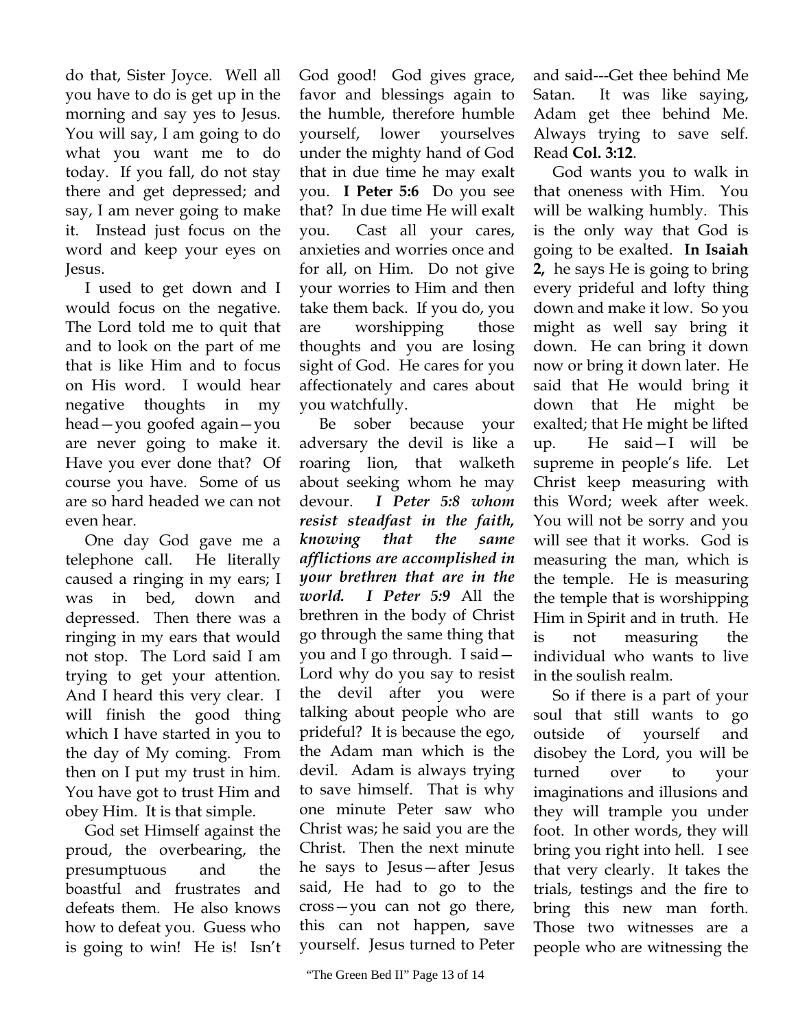do that, Sister Joyce. Well all you have to do is get up in the morning and say yes to Jesus. You will say, I am going to do what you want me to do today. If you fall, do not stay there and get depressed; and say, I am never going to make it. Instead just focus on the word and keep your eyes on Jesus.

I used to get down and I would focus on the negative. The Lord told me to quit that and to look on the part of me that is like Him and to focus on His word. I would hear negative thoughts in my head—you goofed again—you are never going to make it. Have you ever done that? Of course you have. Some of us are so hard headed we can not even hear.

One day God gave me a telephone call. He literally caused a ringing in my ears; I was in bed, down and depressed. Then there was a ringing in my ears that would not stop. The Lord said I am trying to get your attention. And I heard this very clear. I will finish the good thing which I have started in you to the day of My coming. From then on I put my trust in him. You have got to trust Him and obey Him. It is that simple.

God set Himself against the proud, the overbearing, the presumptuous and the boastful and frustrates and defeats them. He also knows how to defeat you. Guess who is going to win! He is! Isn't God good! God gives grace, favor and blessings again to the humble, therefore humble yourself, lower yourselves under the mighty hand of God that in due time he may exalt you. **I Peter 5:6** Do you see that? In due time He will exalt you. Cast all your cares, anxieties and worries once and for all, on Him. Do not give your worries to Him and then take them back. If you do, you are worshipping those thoughts and you are losing sight of God. He cares for you affectionately and cares about you watchfully.

Be sober because your adversary the devil is like a roaring lion, that walketh about seeking whom he may devour. ***I Peter 5:8 whom resist steadfast in the faith, knowing that the same afflictions are accomplished in your brethren that are in the world. I Peter 5:9*** All the brethren in the body of Christ go through the same thing that you and I go through. I said—Lord why do you say to resist the devil after you were talking about people who are prideful? It is because the ego, the Adam man which is the devil. Adam is always trying to save himself. That is why one minute Peter saw who Christ was; he said you are the Christ. Then the next minute he says to Jesus—after Jesus said, He had to go to the cross—you can not go there, this can not happen, save yourself. Jesus turned to Peter and said---Get thee behind Me Satan. It was like saying, Adam get thee behind Me. Always trying to save self. Read **Col. 3:12**.

God wants you to walk in that oneness with Him. You will be walking humbly. This is the only way that God is going to be exalted. **In Isaiah 2,** he says He is going to bring every prideful and lofty thing down and make it low. So you might as well say bring it down. He can bring it down now or bring it down later. He said that He would bring it down that He might be exalted; that He might be lifted up. He said—I will be supreme in people's life. Let Christ keep measuring with this Word; week after week. You will not be sorry and you will see that it works. God is measuring the man, which is the temple. He is measuring the temple that is worshipping Him in Spirit and in truth. He is not measuring the individual who wants to live in the soulish realm.

So if there is a part of your soul that still wants to go outside of yourself and disobey the Lord, you will be turned over to your imaginations and illusions and they will trample you under foot. In other words, they will bring you right into hell. I see that very clearly. It takes the trials, testings and the fire to bring this new man forth. Those two witnesses are a people who are witnessing the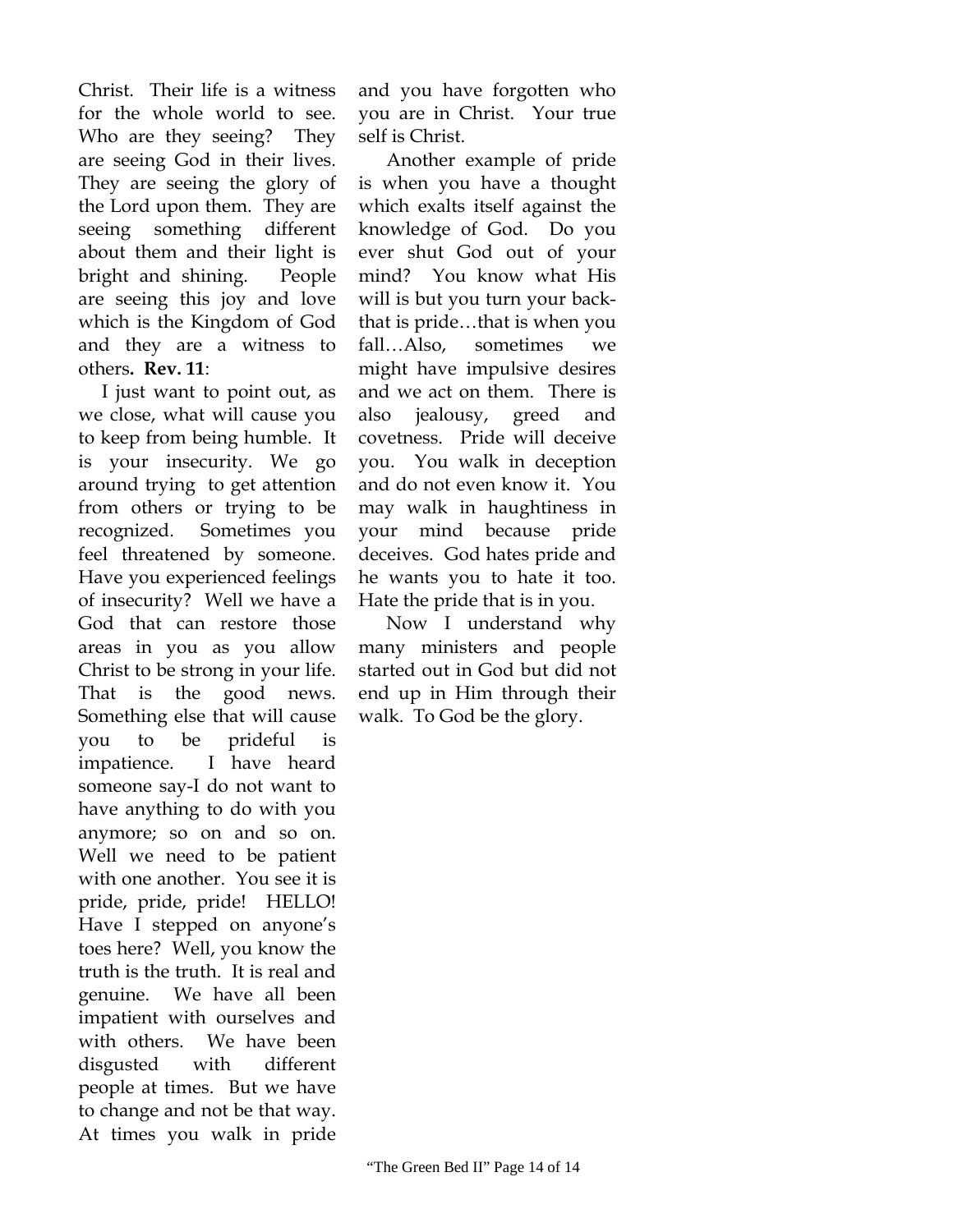Christ. Their life is a witness for the whole world to see. Who are they seeing? They are seeing God in their lives. They are seeing the glory of the Lord upon them. They are seeing something different about them and their light is bright and shining. People are seeing this joy and love which is the Kingdom of God and they are a witness to others**. Rev. 11**:

I just want to point out, as we close, what will cause you to keep from being humble. It is your insecurity. We go around trying to get attention from others or trying to be recognized. Sometimes you feel threatened by someone. Have you experienced feelings of insecurity? Well we have a God that can restore those areas in you as you allow Christ to be strong in your life. That is the good news. Something else that will cause you to be prideful is impatience. I have heard someone say-I do not want to have anything to do with you anymore; so on and so on. Well we need to be patient with one another. You see it is pride, pride, pride! HELLO! Have I stepped on anyone's toes here? Well, you know the truth is the truth. It is real and genuine. We have all been impatient with ourselves and with others. We have been disgusted with different people at times. But we have to change and not be that way. At times you walk in pride and you have forgotten who you are in Christ. Your true self is Christ.

Another example of pride is when you have a thought which exalts itself against the knowledge of God. Do you ever shut God out of your mind? You know what His will is but you turn your back-that is pride…that is when you fall…Also, sometimes we might have impulsive desires and we act on them. There is also jealousy, greed and covetness. Pride will deceive you. You walk in deception and do not even know it. You may walk in haughtiness in your mind because pride deceives. God hates pride and he wants you to hate it too. Hate the pride that is in you.

Now I understand why many ministers and people started out in God but did not end up in Him through their walk. To God be the glory.